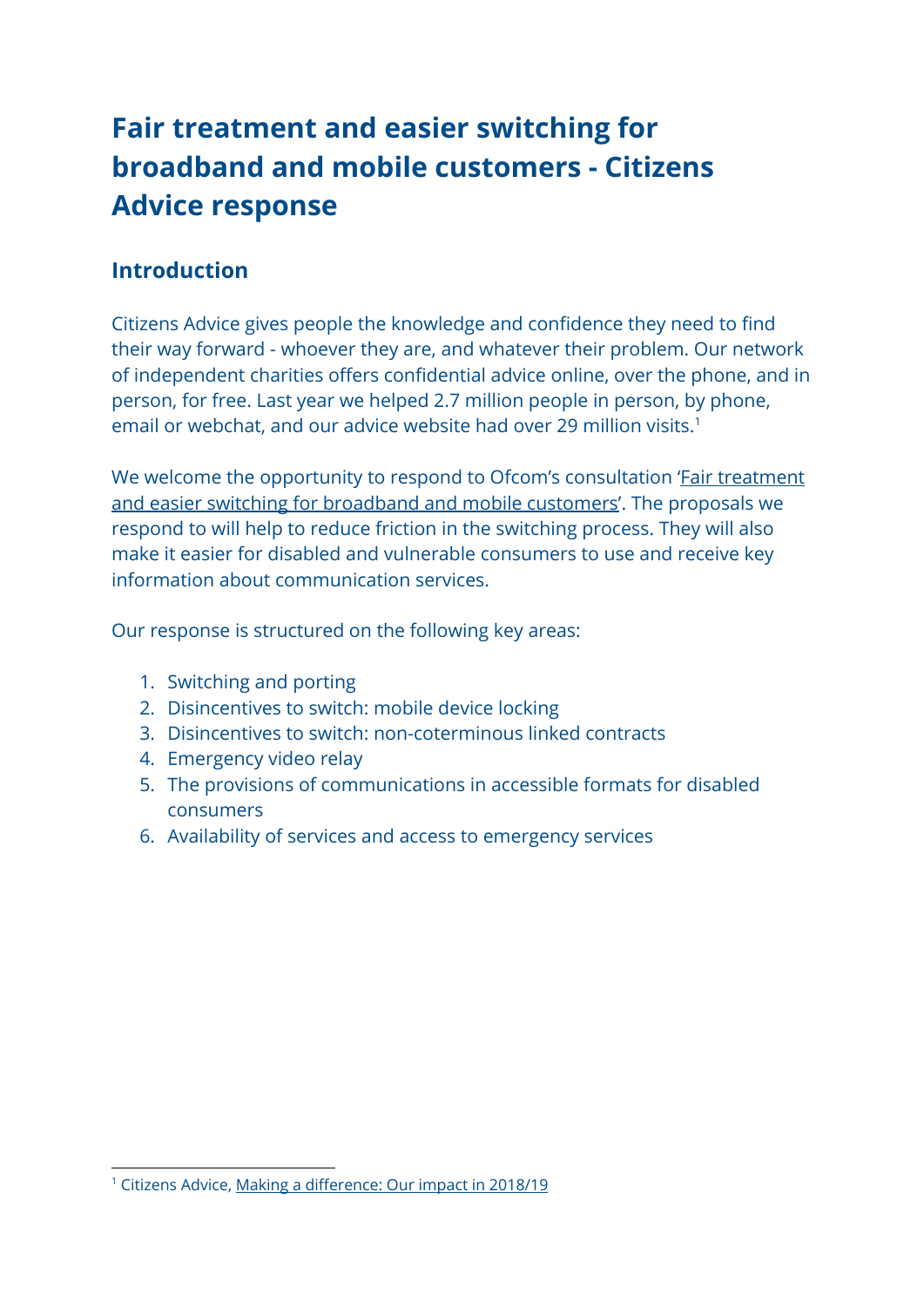# Fair treatment and easier switching for broadband and mobile customers - Citizens Advice response

## Introduction

Citizens Advice gives people the knowledge and confidence they need to find their way forward - whoever they are, and whatever their problem. Our network of independent charities offers confidential advice online, over the phone, and in person, for free. Last year we helped 2.7 million people in person, by phone, email or webchat, and our advice website had over 29 million visits.[1]

We welcome the opportunity to respond to Ofcom's consultation 'Fair treatment and easier switching for broadband and mobile customers'. The proposals we respond to will help to reduce friction in the switching process. They will also make it easier for disabled and vulnerable consumers to use and receive key information about communication services.

Our response is structured on the following key areas:

1. Switching and porting
2. Disincentives to switch: mobile device locking
3. Disincentives to switch: non-coterminous linked contracts
4. Emergency video relay
5. The provisions of communications in accessible formats for disabled consumers
6. Availability of services and access to emergency services

---

[1] Citizens Advice, Making a difference: Our impact in 2018/19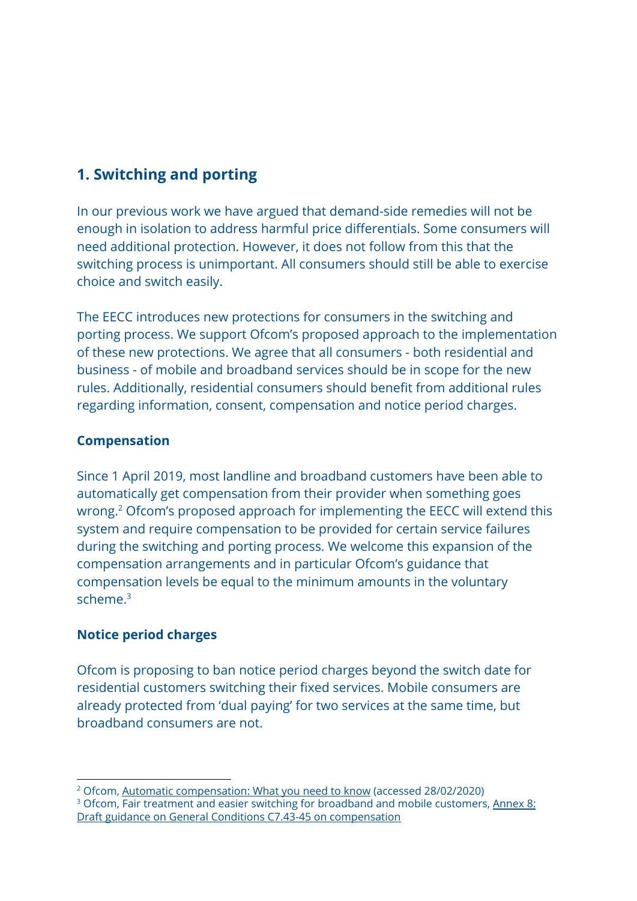## 1. Switching and porting

In our previous work we have argued that demand-side remedies will not be enough in isolation to address harmful price differentials. Some consumers will need additional protection. However, it does not follow from this that the switching process is unimportant. All consumers should still be able to exercise choice and switch easily.

The EECC introduces new protections for consumers in the switching and porting process. We support Ofcom's proposed approach to the implementation of these new protections. We agree that all consumers - both residential and business - of mobile and broadband services should be in scope for the new rules. Additionally, residential consumers should benefit from additional rules regarding information, consent, compensation and notice period charges.

### Compensation

Since 1 April 2019, most landline and broadband customers have been able to automatically get compensation from their provider when something goes wrong.[2] Ofcom's proposed approach for implementing the EECC will extend this system and require compensation to be provided for certain service failures during the switching and porting process. We welcome this expansion of the compensation arrangements and in particular Ofcom's guidance that compensation levels be equal to the minimum amounts in the voluntary scheme.[3]

### Notice period charges

Ofcom is proposing to ban notice period charges beyond the switch date for residential customers switching their fixed services. Mobile consumers are already protected from 'dual paying' for two services at the same time, but broadband consumers are not.

[2] Ofcom, Automatic compensation: What you need to know (accessed 28/02/2020)

[3] Ofcom, Fair treatment and easier switching for broadband and mobile customers, Annex 8: Draft guidance on General Conditions C7.43-45 on compensation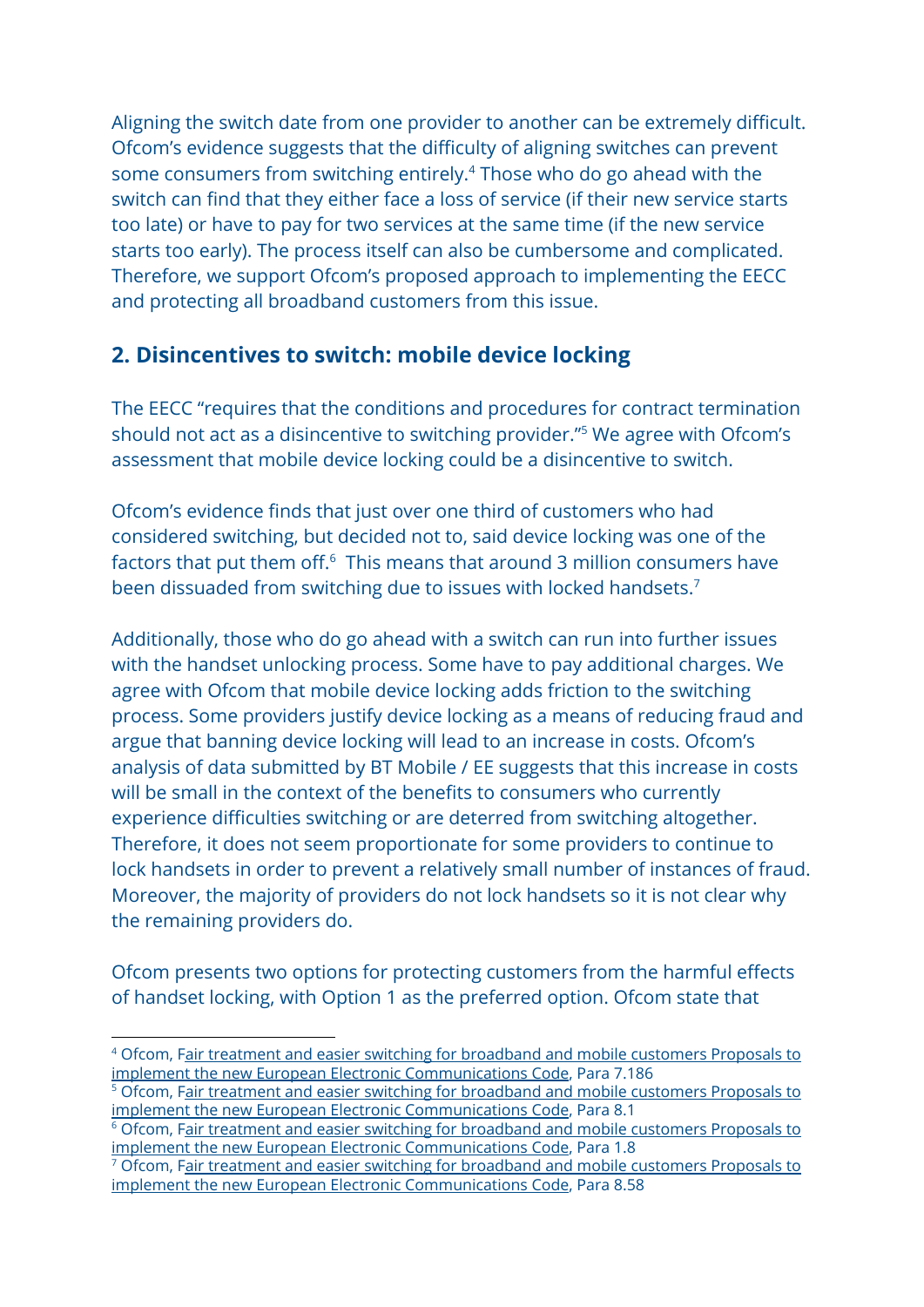Aligning the switch date from one provider to another can be extremely difficult. Ofcom's evidence suggests that the difficulty of aligning switches can prevent some consumers from switching entirely.[4] Those who do go ahead with the switch can find that they either face a loss of service (if their new service starts too late) or have to pay for two services at the same time (if the new service starts too early). The process itself can also be cumbersome and complicated. Therefore, we support Ofcom's proposed approach to implementing the EECC and protecting all broadband customers from this issue.

## 2. Disincentives to switch: mobile device locking

The EECC "requires that the conditions and procedures for contract termination should not act as a disincentive to switching provider."[5] We agree with Ofcom's assessment that mobile device locking could be a disincentive to switch.

Ofcom's evidence finds that just over one third of customers who had considered switching, but decided not to, said device locking was one of the factors that put them off.[6] This means that around 3 million consumers have been dissuaded from switching due to issues with locked handsets.[7]

Additionally, those who do go ahead with a switch can run into further issues with the handset unlocking process. Some have to pay additional charges. We agree with Ofcom that mobile device locking adds friction to the switching process. Some providers justify device locking as a means of reducing fraud and argue that banning device locking will lead to an increase in costs. Ofcom's analysis of data submitted by BT Mobile / EE suggests that this increase in costs will be small in the context of the benefits to consumers who currently experience difficulties switching or are deterred from switching altogether. Therefore, it does not seem proportionate for some providers to continue to lock handsets in order to prevent a relatively small number of instances of fraud. Moreover, the majority of providers do not lock handsets so it is not clear why the remaining providers do.

Ofcom presents two options for protecting customers from the harmful effects of handset locking, with Option 1 as the preferred option. Ofcom state that

---

[4] Ofcom, Fair treatment and easier switching for broadband and mobile customers Proposals to implement the new European Electronic Communications Code, Para 7.186

[5] Ofcom, Fair treatment and easier switching for broadband and mobile customers Proposals to implement the new European Electronic Communications Code, Para 8.1

[6] Ofcom, Fair treatment and easier switching for broadband and mobile customers Proposals to implement the new European Electronic Communications Code, Para 1.8

[7] Ofcom, Fair treatment and easier switching for broadband and mobile customers Proposals to implement the new European Electronic Communications Code, Para 8.58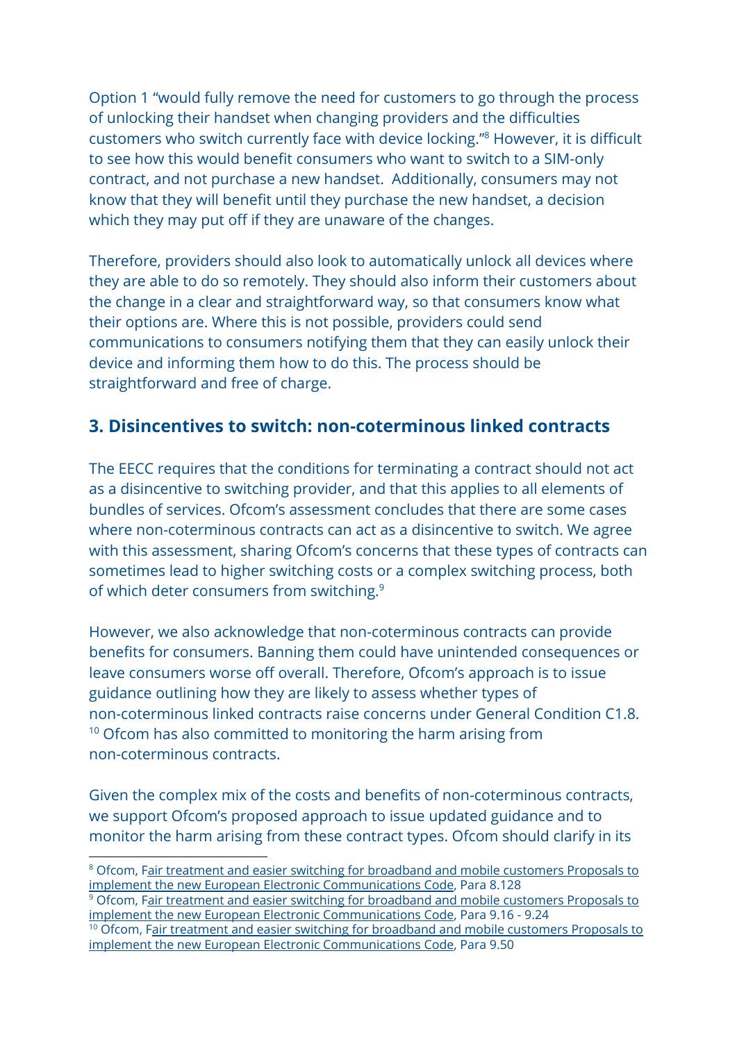Option 1 "would fully remove the need for customers to go through the process of unlocking their handset when changing providers and the difficulties customers who switch currently face with device locking."[8] However, it is difficult to see how this would benefit consumers who want to switch to a SIM-only contract, and not purchase a new handset. Additionally, consumers may not know that they will benefit until they purchase the new handset, a decision which they may put off if they are unaware of the changes.

Therefore, providers should also look to automatically unlock all devices where they are able to do so remotely. They should also inform their customers about the change in a clear and straightforward way, so that consumers know what their options are. Where this is not possible, providers could send communications to consumers notifying them that they can easily unlock their device and informing them how to do this. The process should be straightforward and free of charge.

## 3. Disincentives to switch: non-coterminous linked contracts

The EECC requires that the conditions for terminating a contract should not act as a disincentive to switching provider, and that this applies to all elements of bundles of services. Ofcom's assessment concludes that there are some cases where non-coterminous contracts can act as a disincentive to switch. We agree with this assessment, sharing Ofcom's concerns that these types of contracts can sometimes lead to higher switching costs or a complex switching process, both of which deter consumers from switching.[9]

However, we also acknowledge that non-coterminous contracts can provide benefits for consumers. Banning them could have unintended consequences or leave consumers worse off overall. Therefore, Ofcom's approach is to issue guidance outlining how they are likely to assess whether types of non-coterminous linked contracts raise concerns under General Condition C1.8.[10] Ofcom has also committed to monitoring the harm arising from non-coterminous contracts.

Given the complex mix of the costs and benefits of non-coterminous contracts, we support Ofcom's proposed approach to issue updated guidance and to monitor the harm arising from these contract types. Ofcom should clarify in its

---

[8] Ofcom, Fair treatment and easier switching for broadband and mobile customers Proposals to implement the new European Electronic Communications Code, Para 8.128

[9] Ofcom, Fair treatment and easier switching for broadband and mobile customers Proposals to implement the new European Electronic Communications Code, Para 9.16 - 9.24

[10] Ofcom, Fair treatment and easier switching for broadband and mobile customers Proposals to implement the new European Electronic Communications Code, Para 9.50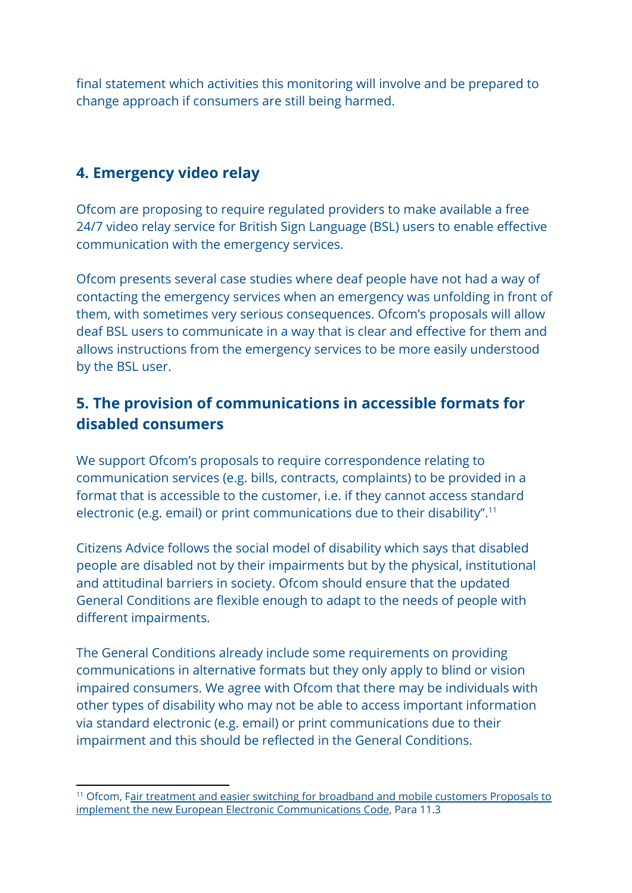final statement which activities this monitoring will involve and be prepared to change approach if consumers are still being harmed.

## 4. Emergency video relay

Ofcom are proposing to require regulated providers to make available a free 24/7 video relay service for British Sign Language (BSL) users to enable effective communication with the emergency services.

Ofcom presents several case studies where deaf people have not had a way of contacting the emergency services when an emergency was unfolding in front of them, with sometimes very serious consequences. Ofcom's proposals will allow deaf BSL users to communicate in a way that is clear and effective for them and allows instructions from the emergency services to be more easily understood by the BSL user.

## 5. The provision of communications in accessible formats for disabled consumers

We support Ofcom's proposals to require correspondence relating to communication services (e.g. bills, contracts, complaints) to be provided in a format that is accessible to the customer, i.e. if they cannot access standard electronic (e.g. email) or print communications due to their disability".[11]

Citizens Advice follows the social model of disability which says that disabled people are disabled not by their impairments but by the physical, institutional and attitudinal barriers in society. Ofcom should ensure that the updated General Conditions are flexible enough to adapt to the needs of people with different impairments.

The General Conditions already include some requirements on providing communications in alternative formats but they only apply to blind or vision impaired consumers. We agree with Ofcom that there may be individuals with other types of disability who may not be able to access important information via standard electronic (e.g. email) or print communications due to their impairment and this should be reflected in the General Conditions.

---

[11] Ofcom, Fair treatment and easier switching for broadband and mobile customers Proposals to implement the new European Electronic Communications Code, Para 11.3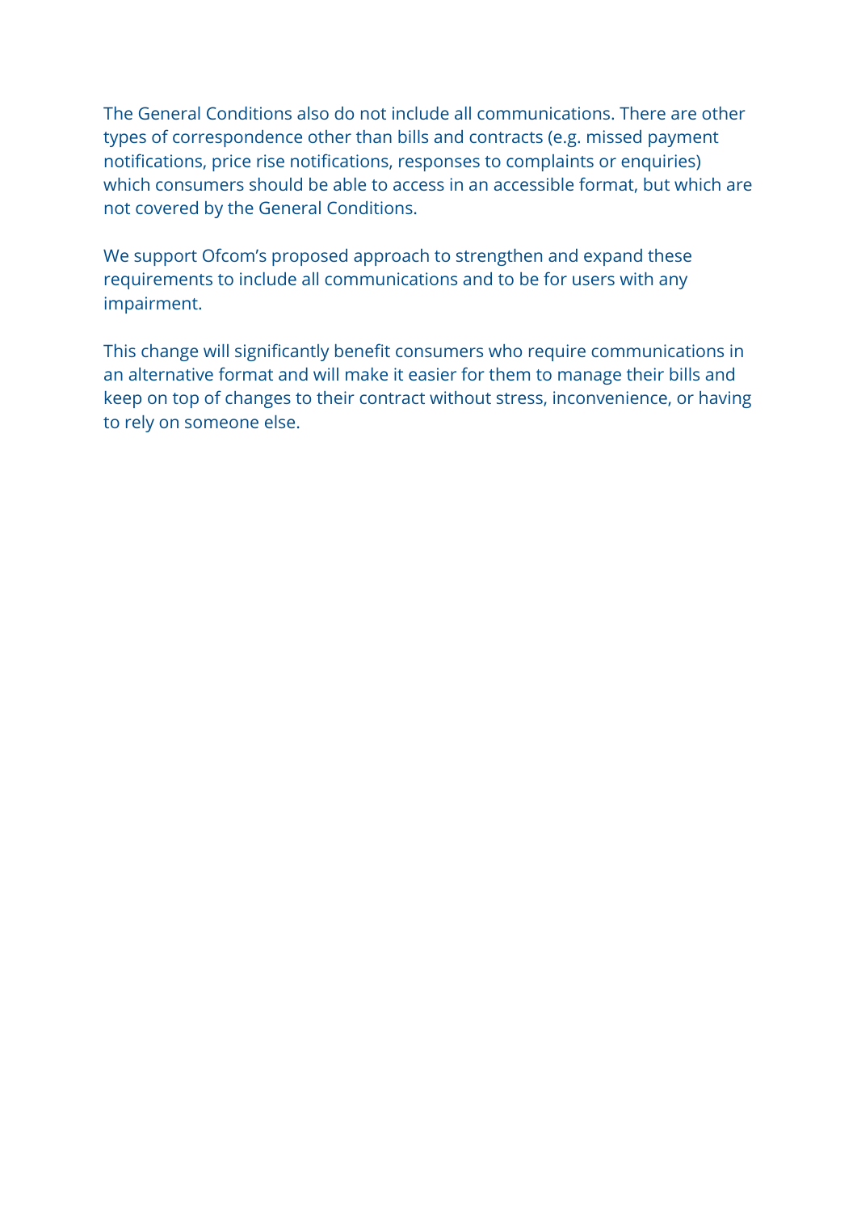The General Conditions also do not include all communications. There are other types of correspondence other than bills and contracts (e.g. missed payment notifications, price rise notifications, responses to complaints or enquiries) which consumers should be able to access in an accessible format, but which are not covered by the General Conditions.

We support Ofcom's proposed approach to strengthen and expand these requirements to include all communications and to be for users with any impairment.

This change will significantly benefit consumers who require communications in an alternative format and will make it easier for them to manage their bills and keep on top of changes to their contract without stress, inconvenience, or having to rely on someone else.